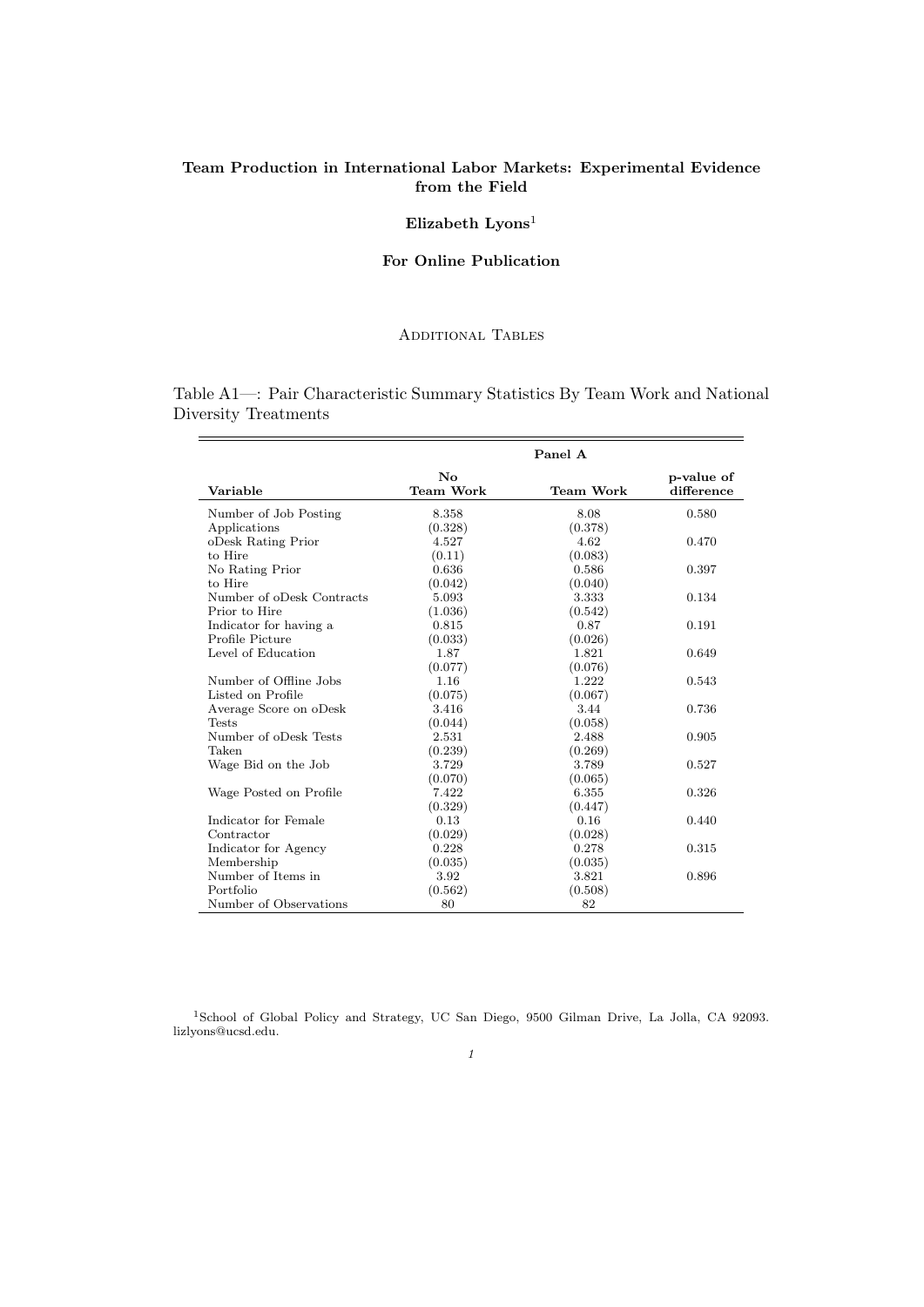# Team Production in International Labor Markets: Experimental Evidence from the Field

**Elizabeth Lyons**[1]

**For Online Publication**

## Additional Tables

Table A1—: Pair Characteristic Summary Statistics By Team Work and National Diversity Treatments

| | Panel A | | |
|---|---|---|---|
| **Variable** | **No Team Work** | **Team Work** | **p-value of difference** |
| Number of Job Posting Applications | 8.358 (0.328) | 8.08 (0.378) | 0.580 |
| oDesk Rating Prior to Hire | 4.527 (0.11) | 4.62 (0.083) | 0.470 |
| No Rating Prior to Hire | 0.636 (0.042) | 0.586 (0.040) | 0.397 |
| Number of oDesk Contracts Prior to Hire | 5.093 (1.036) | 3.333 (0.542) | 0.134 |
| Indicator for having a Profile Picture | 0.815 (0.033) | 0.87 (0.026) | 0.191 |
| Level of Education | 1.87 (0.077) | 1.821 (0.076) | 0.649 |
| Number of Offline Jobs Listed on Profile | 1.16 (0.075) | 1.222 (0.067) | 0.543 |
| Average Score on oDesk Tests | 3.416 (0.044) | 3.44 (0.058) | 0.736 |
| Number of oDesk Tests Taken | 2.531 (0.239) | 2.488 (0.269) | 0.905 |
| Wage Bid on the Job | 3.729 (0.070) | 3.789 (0.065) | 0.527 |
| Wage Posted on Profile | 7.422 (0.329) | 6.355 (0.447) | 0.326 |
| Indicator for Female Contractor | 0.13 (0.029) | 0.16 (0.028) | 0.440 |
| Indicator for Agency Membership | 0.228 (0.035) | 0.278 (0.035) | 0.315 |
| Number of Items in Portfolio | 3.92 (0.562) | 3.821 (0.508) | 0.896 |
| Number of Observations | 80 | 82 | |

[1] School of Global Policy and Strategy, UC San Diego, 9500 Gilman Drive, La Jolla, CA 92093. lizlyons@ucsd.edu.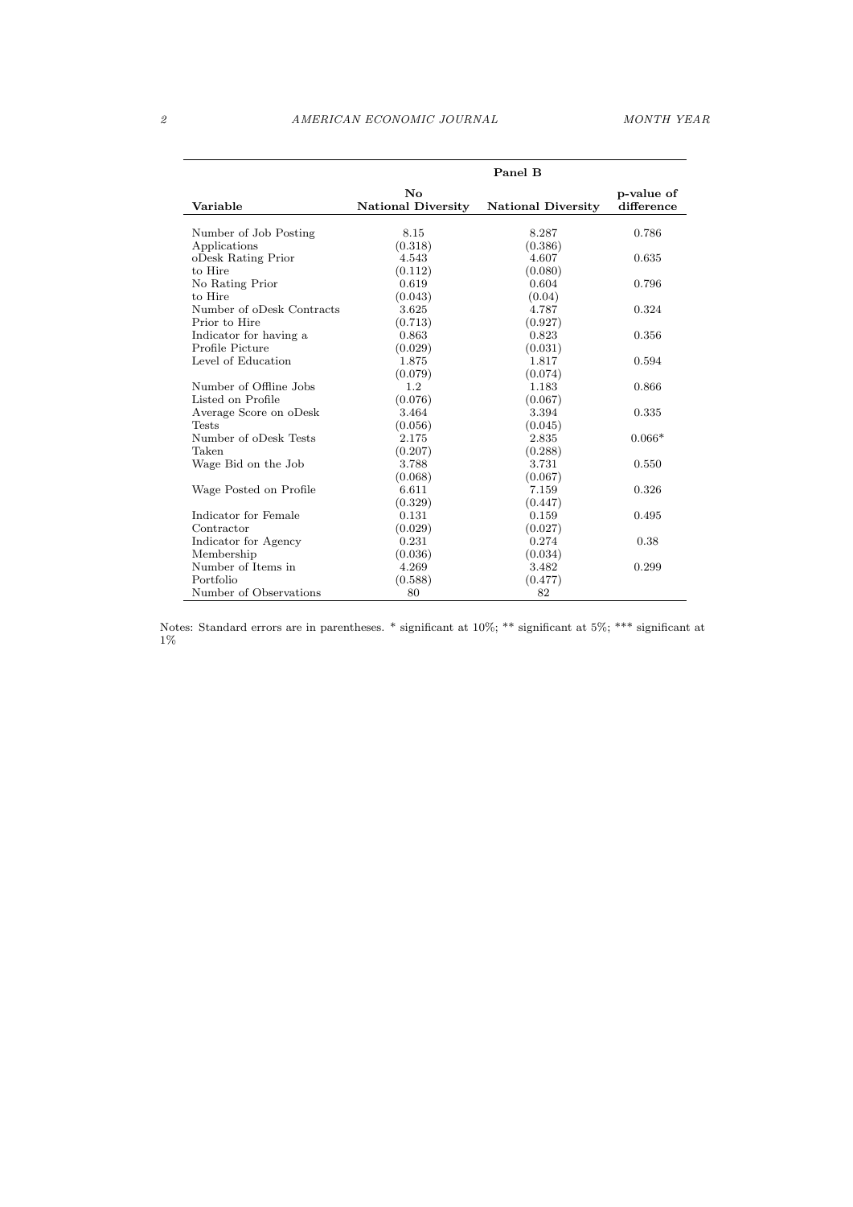| | Panel B | | |
|---|---|---|---|
| Variable | No National Diversity | National Diversity | p-value of difference |
| Number of Job Posting Applications | 8.15 (0.318) | 8.287 (0.386) | 0.786 |
| oDesk Rating Prior to Hire | 4.543 (0.112) | 4.607 (0.080) | 0.635 |
| No Rating Prior to Hire | 0.619 (0.043) | 0.604 (0.04) | 0.796 |
| Number of oDesk Contracts Prior to Hire | 3.625 (0.713) | 4.787 (0.927) | 0.324 |
| Indicator for having a Profile Picture | 0.863 (0.029) | 0.823 (0.031) | 0.356 |
| Level of Education | 1.875 (0.079) | 1.817 (0.074) | 0.594 |
| Number of Offline Jobs Listed on Profile | 1.2 (0.076) | 1.183 (0.067) | 0.866 |
| Average Score on oDesk Tests | 3.464 (0.056) | 3.394 (0.045) | 0.335 |
| Number of oDesk Tests Taken | 2.175 (0.207) | 2.835 (0.288) | 0.066* |
| Wage Bid on the Job | 3.788 (0.068) | 3.731 (0.067) | 0.550 |
| Wage Posted on Profile | 6.611 (0.329) | 7.159 (0.447) | 0.326 |
| Indicator for Female Contractor | 0.131 (0.029) | 0.159 (0.027) | 0.495 |
| Indicator for Agency Membership | 0.231 (0.036) | 0.274 (0.034) | 0.38 |
| Number of Items in Portfolio | 4.269 (0.588) | 3.482 (0.477) | 0.299 |
| Number of Observations | 80 | 82 | |

Notes: Standard errors are in parentheses. * significant at 10%; ** significant at 5%; *** significant at 1%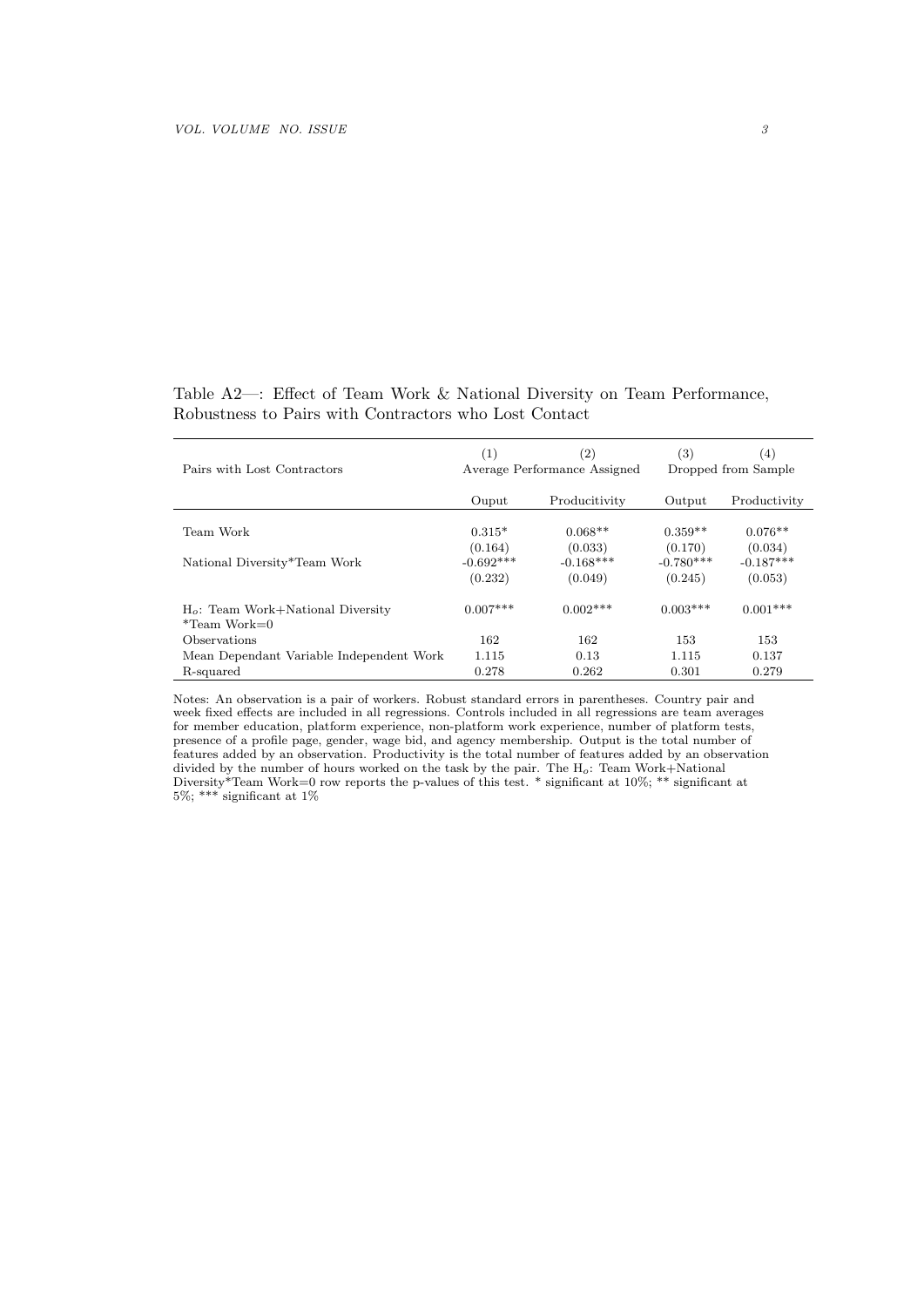Table A2—: Effect of Team Work & National Diversity on Team Performance, Robustness to Pairs with Contractors who Lost Contact

| Pairs with Lost Contractors | (1) | (2) | (3) | (4) |
|---|---|---|---|---|
| | Average Performance Assigned | | Dropped from Sample | |
| | Ouput | Producitivity | Output | Productivity |
| Team Work | 0.315* | 0.068** | 0.359** | 0.076** |
| | (0.164) | (0.033) | (0.170) | (0.034) |
| National Diversity*Team Work | -0.692*** | -0.168*** | -0.780*** | -0.187*** |
| | (0.232) | (0.049) | (0.245) | (0.053) |
| $H_o$: Team Work+National Diversity *Team Work=0 | 0.007*** | 0.002*** | 0.003*** | 0.001*** |
| Observations | 162 | 162 | 153 | 153 |
| Mean Dependant Variable Independent Work | 1.115 | 0.13 | 1.115 | 0.137 |
| R-squared | 0.278 | 0.262 | 0.301 | 0.279 |

Notes: An observation is a pair of workers. Robust standard errors in parentheses. Country pair and week fixed effects are included in all regressions. Controls included in all regressions are team averages for member education, platform experience, non-platform work experience, number of platform tests, presence of a profile page, gender, wage bid, and agency membership. Output is the total number of features added by an observation. Productivity is the total number of features added by an observation divided by the number of hours worked on the task by the pair. The $H_o$: Team Work+National Diversity*Team Work=0 row reports the p-values of this test. * significant at 10%; ** significant at 5%; *** significant at 1%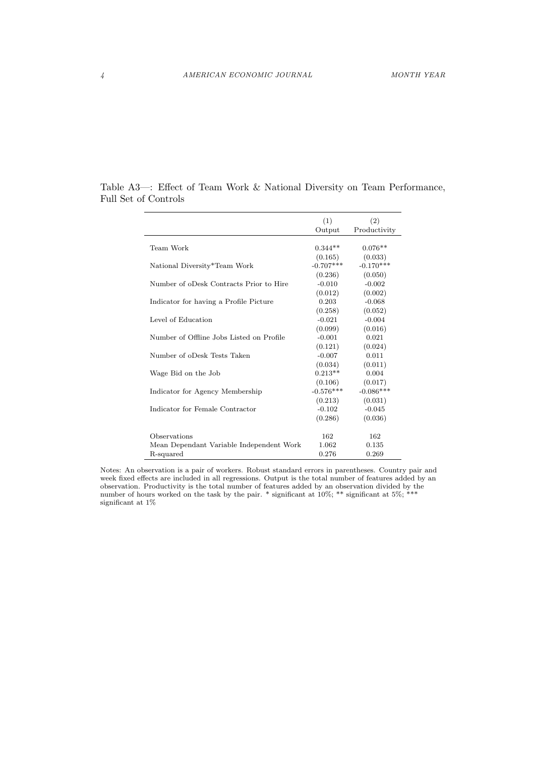Table A3—: Effect of Team Work & National Diversity on Team Performance, Full Set of Controls

| | (1) Output | (2) Productivity |
|---|---|---|
| Team Work | 0.344** | 0.076** |
| | (0.165) | (0.033) |
| National Diversity*Team Work | -0.707*** | -0.170*** |
| | (0.236) | (0.050) |
| Number of oDesk Contracts Prior to Hire | -0.010 | -0.002 |
| | (0.012) | (0.002) |
| Indicator for having a Profile Picture | 0.203 | -0.068 |
| | (0.258) | (0.052) |
| Level of Education | -0.021 | -0.004 |
| | (0.099) | (0.016) |
| Number of Offline Jobs Listed on Profile | -0.001 | 0.021 |
| | (0.121) | (0.024) |
| Number of oDesk Tests Taken | -0.007 | 0.011 |
| | (0.034) | (0.011) |
| Wage Bid on the Job | 0.213** | 0.004 |
| | (0.106) | (0.017) |
| Indicator for Agency Membership | -0.576*** | -0.086*** |
| | (0.213) | (0.031) |
| Indicator for Female Contractor | -0.102 | -0.045 |
| | (0.286) | (0.036) |
| Observations | 162 | 162 |
| Mean Dependant Variable Independent Work | 1.062 | 0.135 |
| R-squared | 0.276 | 0.269 |

Notes: An observation is a pair of workers. Robust standard errors in parentheses. Country pair and week fixed effects are included in all regressions. Output is the total number of features added by an observation. Productivity is the total number of features added by an observation divided by the number of hours worked on the task by the pair. * significant at 10%; ** significant at 5%; *** significant at 1%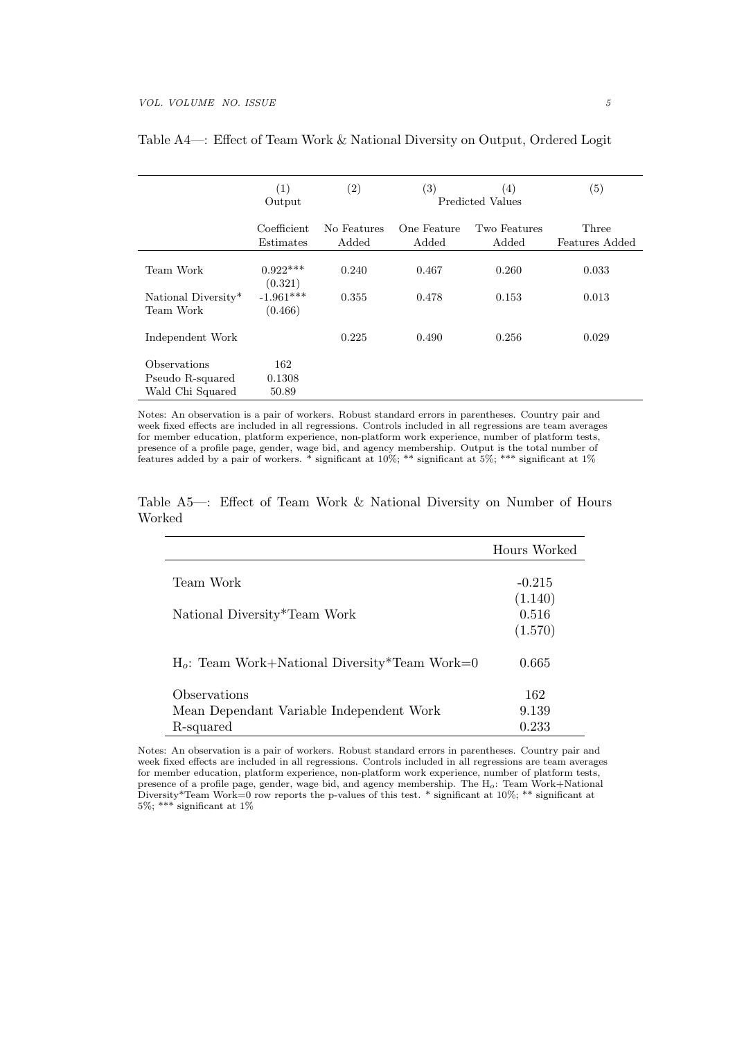Table A4—: Effect of Team Work & National Diversity on Output, Ordered Logit

| | (1) Output | (2) | (3) | (4) Predicted Values | (5) |
|---|---|---|---|---|---|
| | Coefficient Estimates | No Features Added | One Feature Added | Two Features Added | Three Features Added |
| Team Work | 0.922*** | 0.240 | 0.467 | 0.260 | 0.033 |
| | (0.321) | | | | |
| National Diversity* Team Work | -1.961*** | 0.355 | 0.478 | 0.153 | 0.013 |
| | (0.466) | | | | |
| Independent Work | | 0.225 | 0.490 | 0.256 | 0.029 |
| Observations | 162 | | | | |
| Pseudo R-squared | 0.1308 | | | | |
| Wald Chi Squared | 50.89 | | | | |

Notes: An observation is a pair of workers. Robust standard errors in parentheses. Country pair and week fixed effects are included in all regressions. Controls included in all regressions are team averages for member education, platform experience, non-platform work experience, number of platform tests, presence of a profile page, gender, wage bid, and agency membership. Output is the total number of features added by a pair of workers. * significant at 10%; ** significant at 5%; *** significant at 1%

Table A5—: Effect of Team Work & National Diversity on Number of Hours Worked

| | Hours Worked |
|---|---|
| Team Work | -0.215 |
| | (1.140) |
| National Diversity*Team Work | 0.516 |
| | (1.570) |
| $H_o$: Team Work+National Diversity*Team Work=0 | 0.665 |
| Observations | 162 |
| Mean Dependant Variable Independent Work | 9.139 |
| R-squared | 0.233 |

Notes: An observation is a pair of workers. Robust standard errors in parentheses. Country pair and week fixed effects are included in all regressions. Controls included in all regressions are team averages for member education, platform experience, non-platform work experience, number of platform tests, presence of a profile page, gender, wage bid, and agency membership. The $H_o$: Team Work+National Diversity*Team Work=0 row reports the p-values of this test. * significant at 10%; ** significant at 5%; *** significant at 1%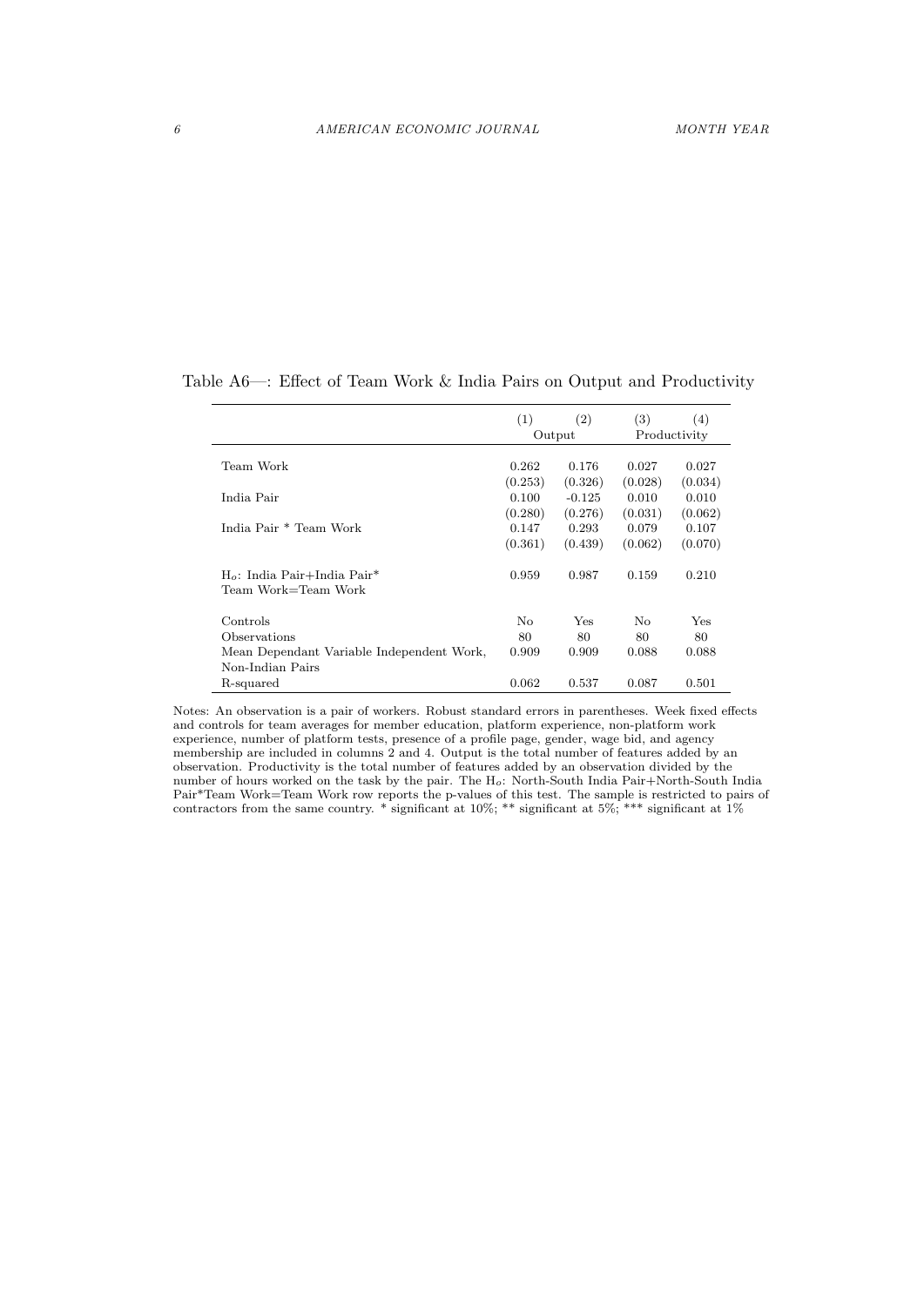Table A6—: Effect of Team Work & India Pairs on Output and Productivity

| | (1) | (2) | (3) | (4) |
|---|---|---|---|---|
| | Output | | Productivity | |
| Team Work | 0.262 | 0.176 | 0.027 | 0.027 |
| | (0.253) | (0.326) | (0.028) | (0.034) |
| India Pair | 0.100 | -0.125 | 0.010 | 0.010 |
| | (0.280) | (0.276) | (0.031) | (0.062) |
| India Pair * Team Work | 0.147 | 0.293 | 0.079 | 0.107 |
| | (0.361) | (0.439) | (0.062) | (0.070) |
| $H_o$: India Pair+India Pair* Team Work=Team Work | 0.959 | 0.987 | 0.159 | 0.210 |
| Controls | No | Yes | No | Yes |
| Observations | 80 | 80 | 80 | 80 |
| Mean Dependant Variable Independent Work, Non-Indian Pairs | 0.909 | 0.909 | 0.088 | 0.088 |
| R-squared | 0.062 | 0.537 | 0.087 | 0.501 |

Notes: An observation is a pair of workers. Robust standard errors in parentheses. Week fixed effects and controls for team averages for member education, platform experience, non-platform work experience, number of platform tests, presence of a profile page, gender, wage bid, and agency membership are included in columns 2 and 4. Output is the total number of features added by an observation. Productivity is the total number of features added by an observation divided by the number of hours worked on the task by the pair. The $H_o$: North-South India Pair+North-South India Pair*Team Work=Team Work row reports the p-values of this test. The sample is restricted to pairs of contractors from the same country. * significant at 10%; ** significant at 5%; *** significant at 1%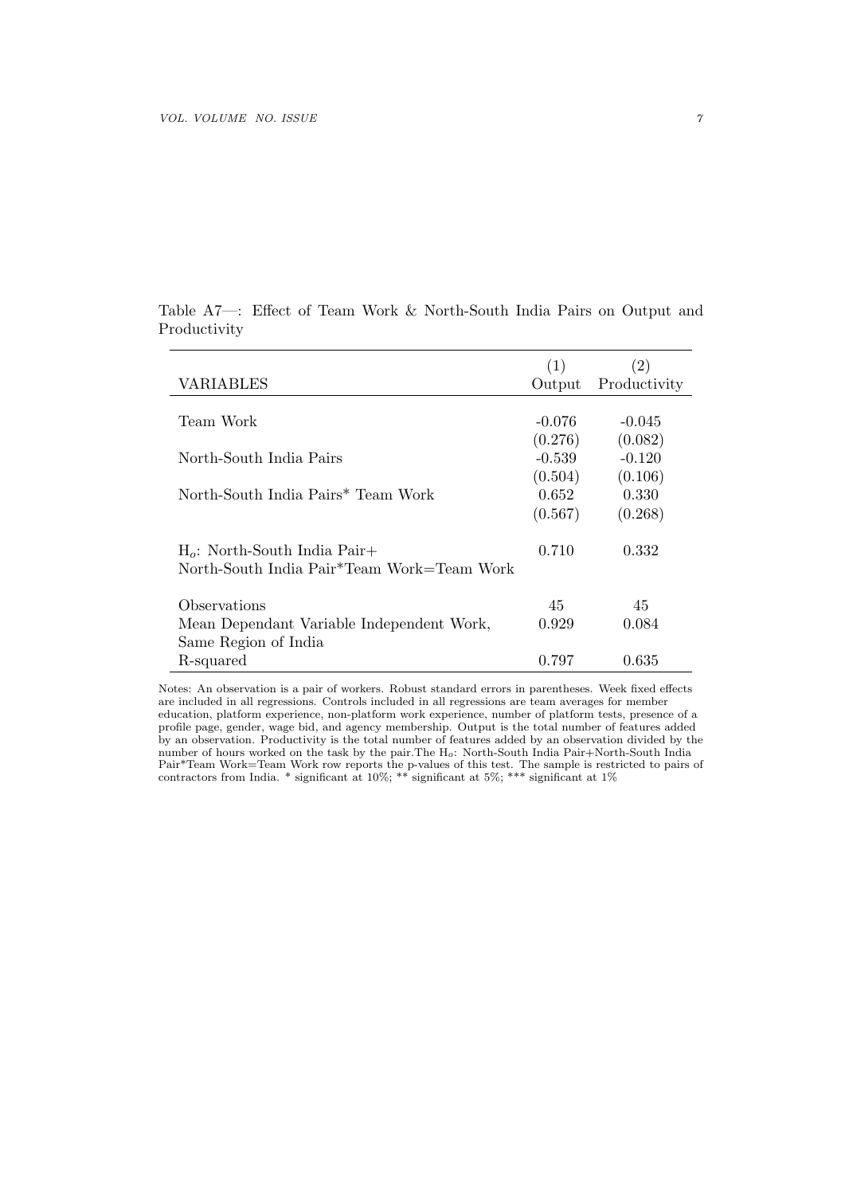Table A7—: Effect of Team Work & North-South India Pairs on Output and Productivity

| VARIABLES | (1) Output | (2) Productivity |
|---|---|---|
| Team Work | -0.076 | -0.045 |
| | (0.276) | (0.082) |
| North-South India Pairs | -0.539 | -0.120 |
| | (0.504) | (0.106) |
| North-South India Pairs* Team Work | 0.652 | 0.330 |
| | (0.567) | (0.268) |
| $H_o$: North-South India Pair+ North-South India Pair*Team Work=Team Work | 0.710 | 0.332 |
| Observations | 45 | 45 |
| Mean Dependant Variable Independent Work, Same Region of India | 0.929 | 0.084 |
| R-squared | 0.797 | 0.635 |

Notes: An observation is a pair of workers. Robust standard errors in parentheses. Week fixed effects are included in all regressions. Controls included in all regressions are team averages for member education, platform experience, non-platform work experience, number of platform tests, presence of a profile page, gender, wage bid, and agency membership. Output is the total number of features added by an observation. Productivity is the total number of features added by an observation divided by the number of hours worked on the task by the pair.The $H_o$: North-South India Pair+North-South India Pair*Team Work=Team Work row reports the p-values of this test. The sample is restricted to pairs of contractors from India. * significant at 10%; ** significant at 5%; *** significant at 1%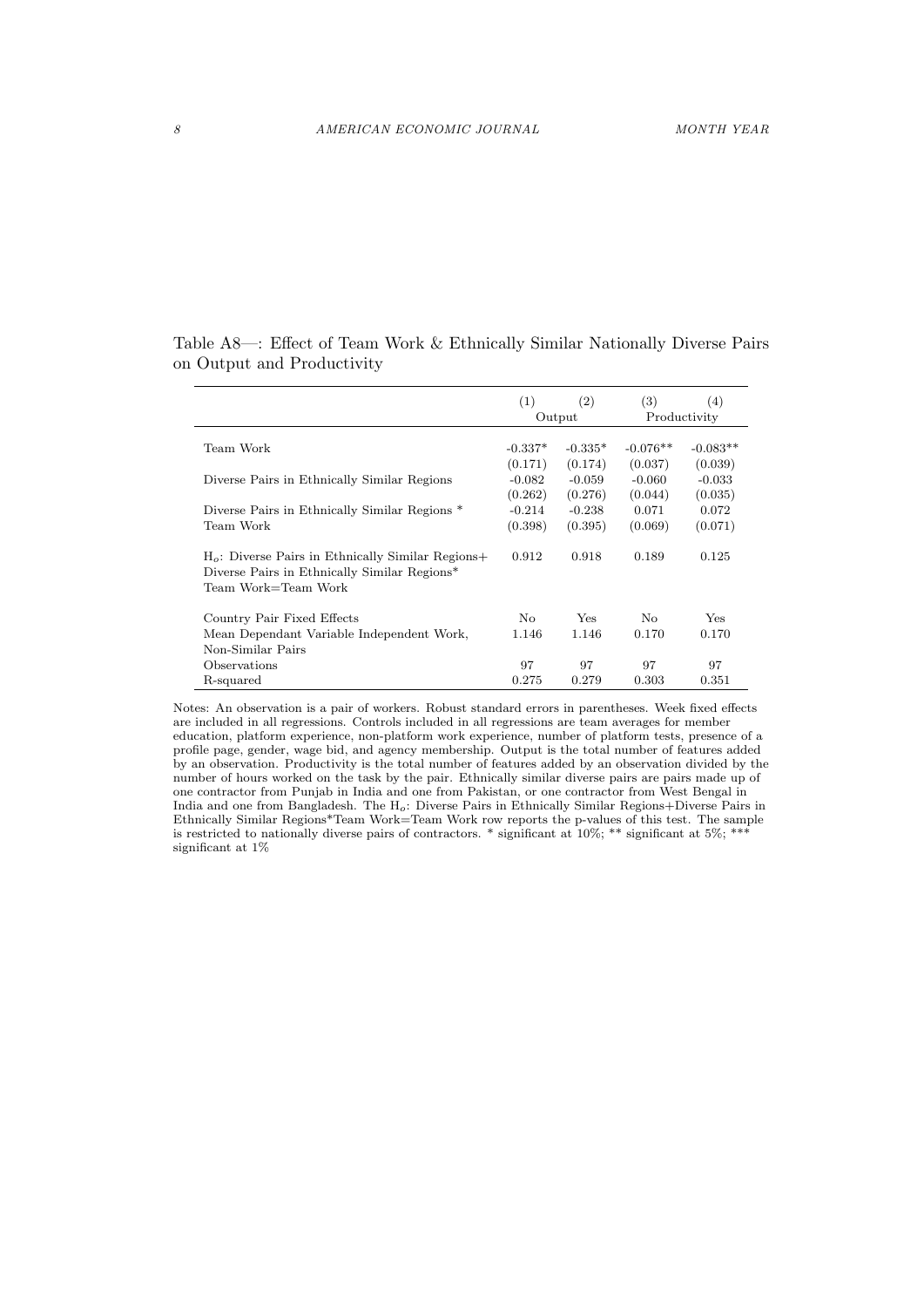Table A8—: Effect of Team Work & Ethnically Similar Nationally Diverse Pairs on Output and Productivity

| | (1) | (2) | (3) | (4) |
|---|---|---|---|---|
| | Output | | Productivity | |
| Team Work | -0.337* | -0.335* | -0.076** | -0.083** |
| | (0.171) | (0.174) | (0.037) | (0.039) |
| Diverse Pairs in Ethnically Similar Regions | -0.082 | -0.059 | -0.060 | -0.033 |
| | (0.262) | (0.276) | (0.044) | (0.035) |
| Diverse Pairs in Ethnically Similar Regions * Team Work | -0.214 | -0.238 | 0.071 | 0.072 |
| | (0.398) | (0.395) | (0.069) | (0.071) |
| $H_o$: Diverse Pairs in Ethnically Similar Regions+ Diverse Pairs in Ethnically Similar Regions* Team Work=Team Work | 0.912 | 0.918 | 0.189 | 0.125 |
| Country Pair Fixed Effects | No | Yes | No | Yes |
| Mean Dependant Variable Independent Work, Non-Similar Pairs | 1.146 | 1.146 | 0.170 | 0.170 |
| Observations | 97 | 97 | 97 | 97 |
| R-squared | 0.275 | 0.279 | 0.303 | 0.351 |

Notes: An observation is a pair of workers. Robust standard errors in parentheses. Week fixed effects are included in all regressions. Controls included in all regressions are team averages for member education, platform experience, non-platform work experience, number of platform tests, presence of a profile page, gender, wage bid, and agency membership. Output is the total number of features added by an observation. Productivity is the total number of features added by an observation divided by the number of hours worked on the task by the pair. Ethnically similar diverse pairs are pairs made up of one contractor from Punjab in India and one from Pakistan, or one contractor from West Bengal in India and one from Bangladesh. The $H_o$: Diverse Pairs in Ethnically Similar Regions+Diverse Pairs in Ethnically Similar Regions*Team Work=Team Work row reports the p-values of this test. The sample is restricted to nationally diverse pairs of contractors. * significant at 10%; ** significant at 5%; *** significant at 1%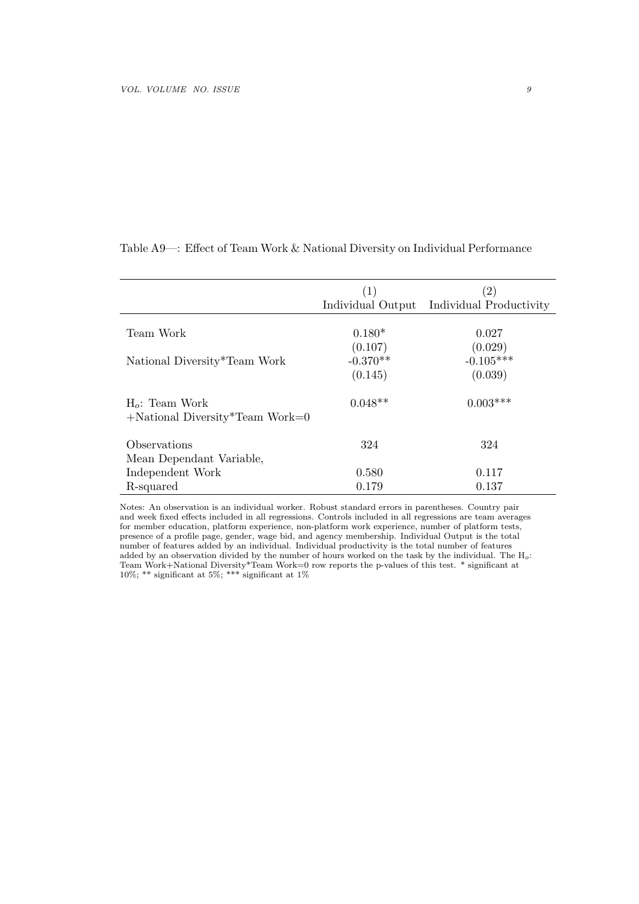Table A9—: Effect of Team Work & National Diversity on Individual Performance

| | (1) Individual Output | (2) Individual Productivity |
|---|---|---|
| Team Work | 0.180* | 0.027 |
| | (0.107) | (0.029) |
| National Diversity*Team Work | -0.370** | -0.105*** |
| | (0.145) | (0.039) |
| $H_o$: Team Work +National Diversity*Team Work=0 | 0.048** | 0.003*** |
| Observations | 324 | 324 |
| Mean Dependant Variable, Independent Work | 0.580 | 0.117 |
| R-squared | 0.179 | 0.137 |

Notes: An observation is an individual worker. Robust standard errors in parentheses. Country pair and week fixed effects included in all regressions. Controls included in all regressions are team averages for member education, platform experience, non-platform work experience, number of platform tests, presence of a profile page, gender, wage bid, and agency membership. Individual Output is the total number of features added by an individual. Individual productivity is the total number of features added by an observation divided by the number of hours worked on the task by the individual. The $H_o$: Team Work+National Diversity*Team Work=0 row reports the p-values of this test. * significant at 10%; ** significant at 5%; *** significant at 1%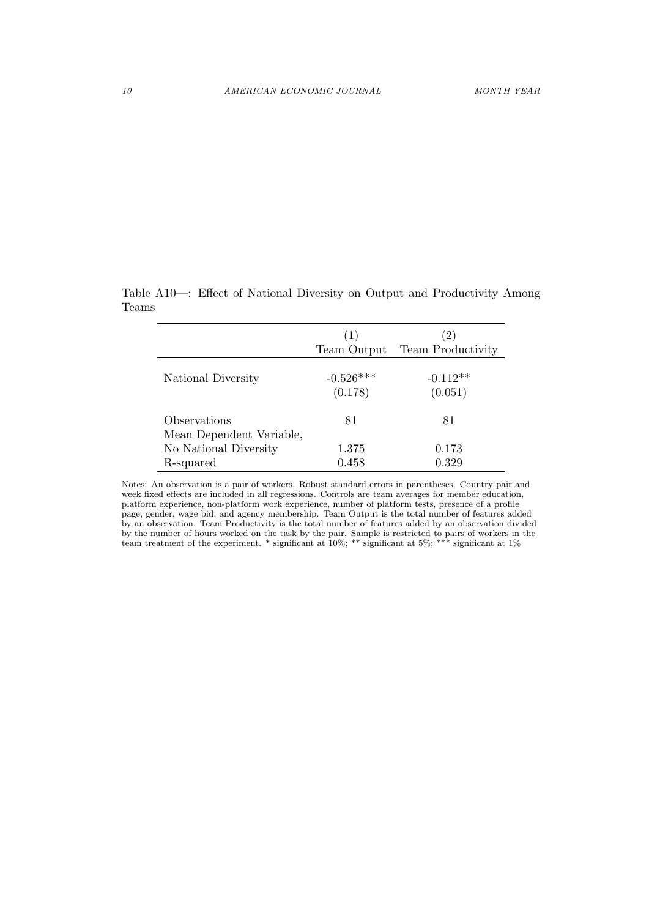Table A10—: Effect of National Diversity on Output and Productivity Among Teams

| | (1) Team Output | (2) Team Productivity |
|---|---|---|
| National Diversity | -0.526*** | -0.112** |
| | (0.178) | (0.051) |
| Observations | 81 | 81 |
| Mean Dependent Variable, No National Diversity | 1.375 | 0.173 |
| R-squared | 0.458 | 0.329 |

Notes: An observation is a pair of workers. Robust standard errors in parentheses. Country pair and week fixed effects are included in all regressions. Controls are team averages for member education, platform experience, non-platform work experience, number of platform tests, presence of a profile page, gender, wage bid, and agency membership. Team Output is the total number of features added by an observation. Team Productivity is the total number of features added by an observation divided by the number of hours worked on the task by the pair. Sample is restricted to pairs of workers in the team treatment of the experiment. * significant at 10%; ** significant at 5%; *** significant at 1%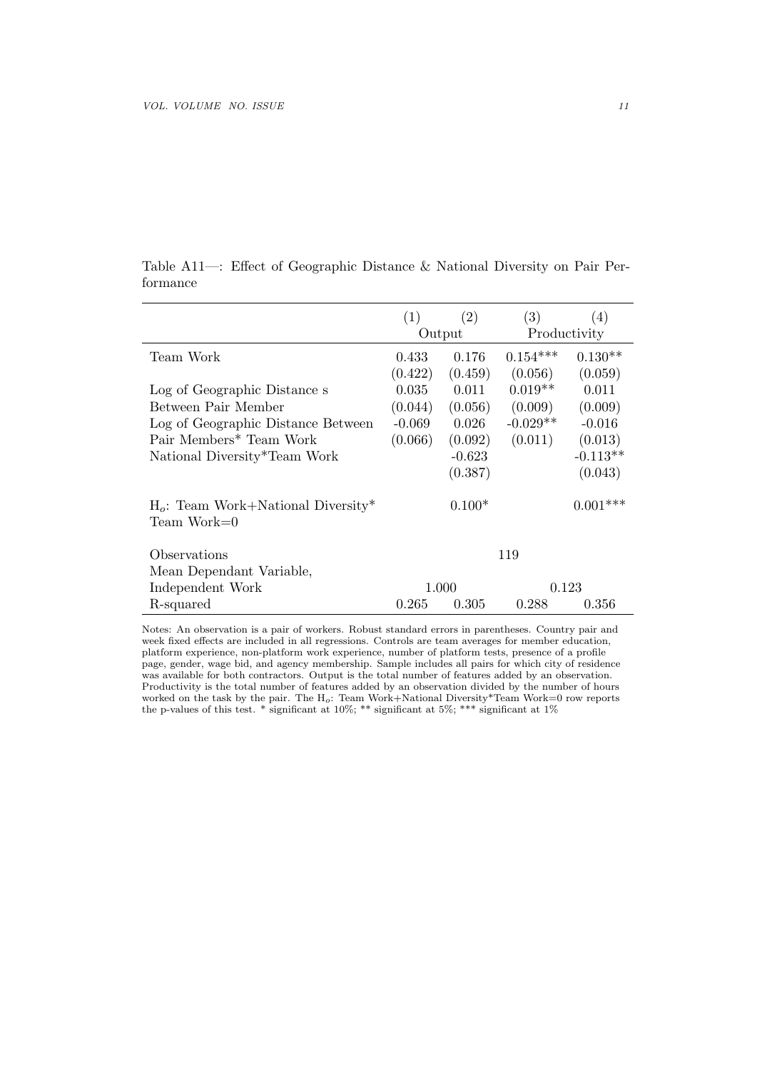Table A11—: Effect of Geographic Distance & National Diversity on Pair Performance

| | (1) | (2) | (3) | (4) |
|---|---|---|---|---|
| | Output | | Productivity | |
| Team Work | 0.433 | 0.176 | 0.154*** | 0.130** |
| | (0.422) | (0.459) | (0.056) | (0.059) |
| Log of Geographic Distance s Between Pair Member | 0.035 | 0.011 | 0.019** | 0.011 |
| | (0.044) | (0.056) | (0.009) | (0.009) |
| Log of Geographic Distance Between Pair Members* Team Work | -0.069 | 0.026 | -0.029** | -0.016 |
| | (0.066) | (0.092) | (0.011) | (0.013) |
| National Diversity*Team Work | | -0.623 | | -0.113** |
| | | (0.387) | | (0.043) |
| $H_o$: Team Work+National Diversity* Team Work=0 | | 0.100* | | 0.001*** |
| Observations | 119 | | | |
| Mean Dependant Variable, Independent Work | 1.000 | | 0.123 | |
| R-squared | 0.265 | 0.305 | 0.288 | 0.356 |

Notes: An observation is a pair of workers. Robust standard errors in parentheses. Country pair and week fixed effects are included in all regressions. Controls are team averages for member education, platform experience, non-platform work experience, number of platform tests, presence of a profile page, gender, wage bid, and agency membership. Sample includes all pairs for which city of residence was available for both contractors. Output is the total number of features added by an observation. Productivity is the total number of features added by an observation divided by the number of hours worked on the task by the pair. The $H_o$: Team Work+National Diversity*Team Work=0 row reports the p-values of this test. * significant at 10%; ** significant at 5%; *** significant at 1%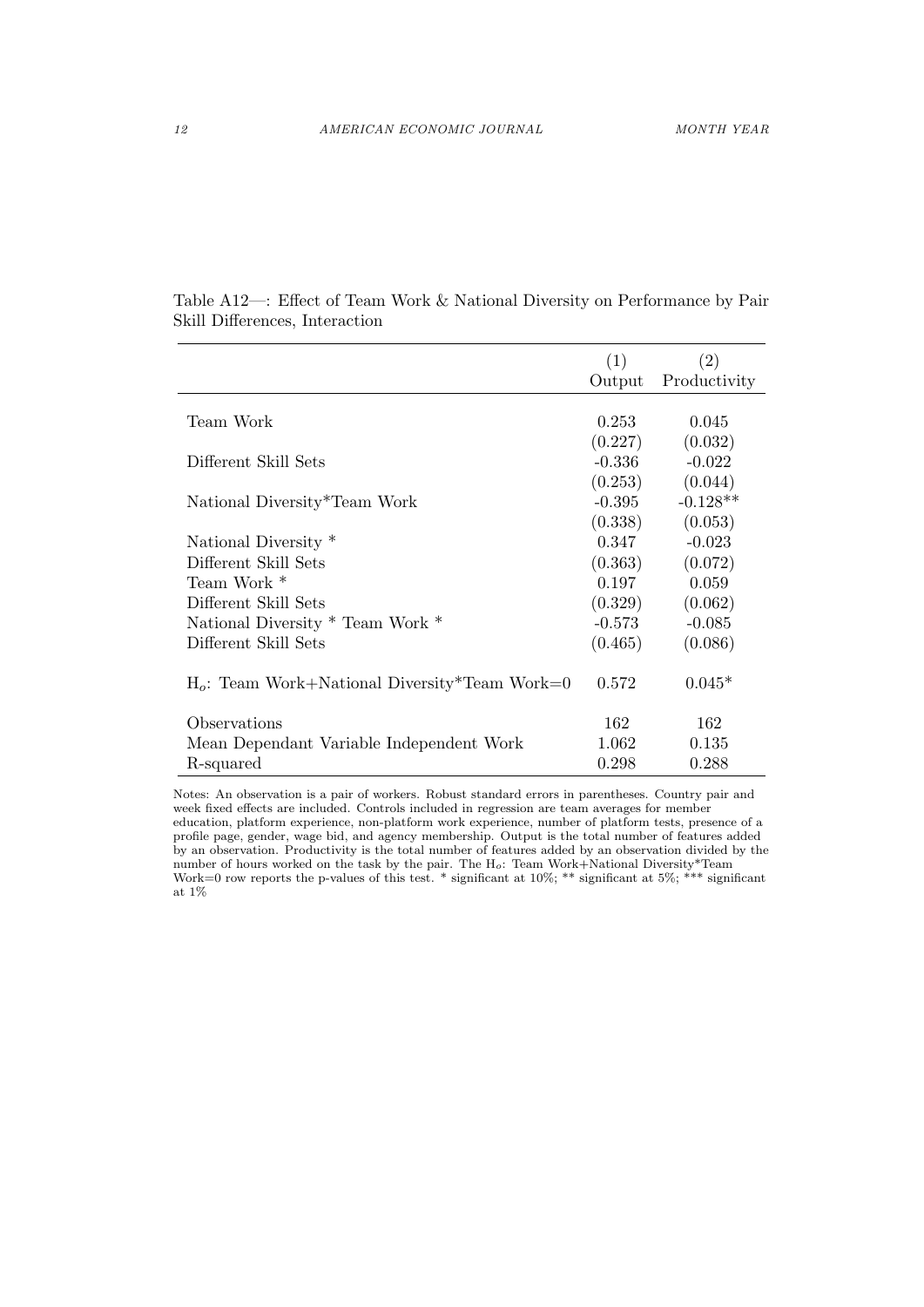Table A12—: Effect of Team Work & National Diversity on Performance by Pair Skill Differences, Interaction

| | (1) Output | (2) Productivity |
|---|---|---|
| Team Work | 0.253 | 0.045 |
| | (0.227) | (0.032) |
| Different Skill Sets | -0.336 | -0.022 |
| | (0.253) | (0.044) |
| National Diversity*Team Work | -0.395 | -0.128** |
| | (0.338) | (0.053) |
| National Diversity * Different Skill Sets | 0.347 | -0.023 |
| | (0.363) | (0.072) |
| Team Work * Different Skill Sets | 0.197 | 0.059 |
| | (0.329) | (0.062) |
| National Diversity * Team Work * Different Skill Sets | -0.573 | -0.085 |
| | (0.465) | (0.086) |
| $H_o$: Team Work+National Diversity*Team Work=0 | 0.572 | 0.045* |
| Observations | 162 | 162 |
| Mean Dependant Variable Independent Work | 1.062 | 0.135 |
| R-squared | 0.298 | 0.288 |

Notes: An observation is a pair of workers. Robust standard errors in parentheses. Country pair and week fixed effects are included. Controls included in regression are team averages for member education, platform experience, non-platform work experience, number of platform tests, presence of a profile page, gender, wage bid, and agency membership. Output is the total number of features added by an observation. Productivity is the total number of features added by an observation divided by the number of hours worked on the task by the pair. The $H_o$: Team Work+National Diversity*Team Work=0 row reports the p-values of this test. * significant at 10%; ** significant at 5%; *** significant at 1%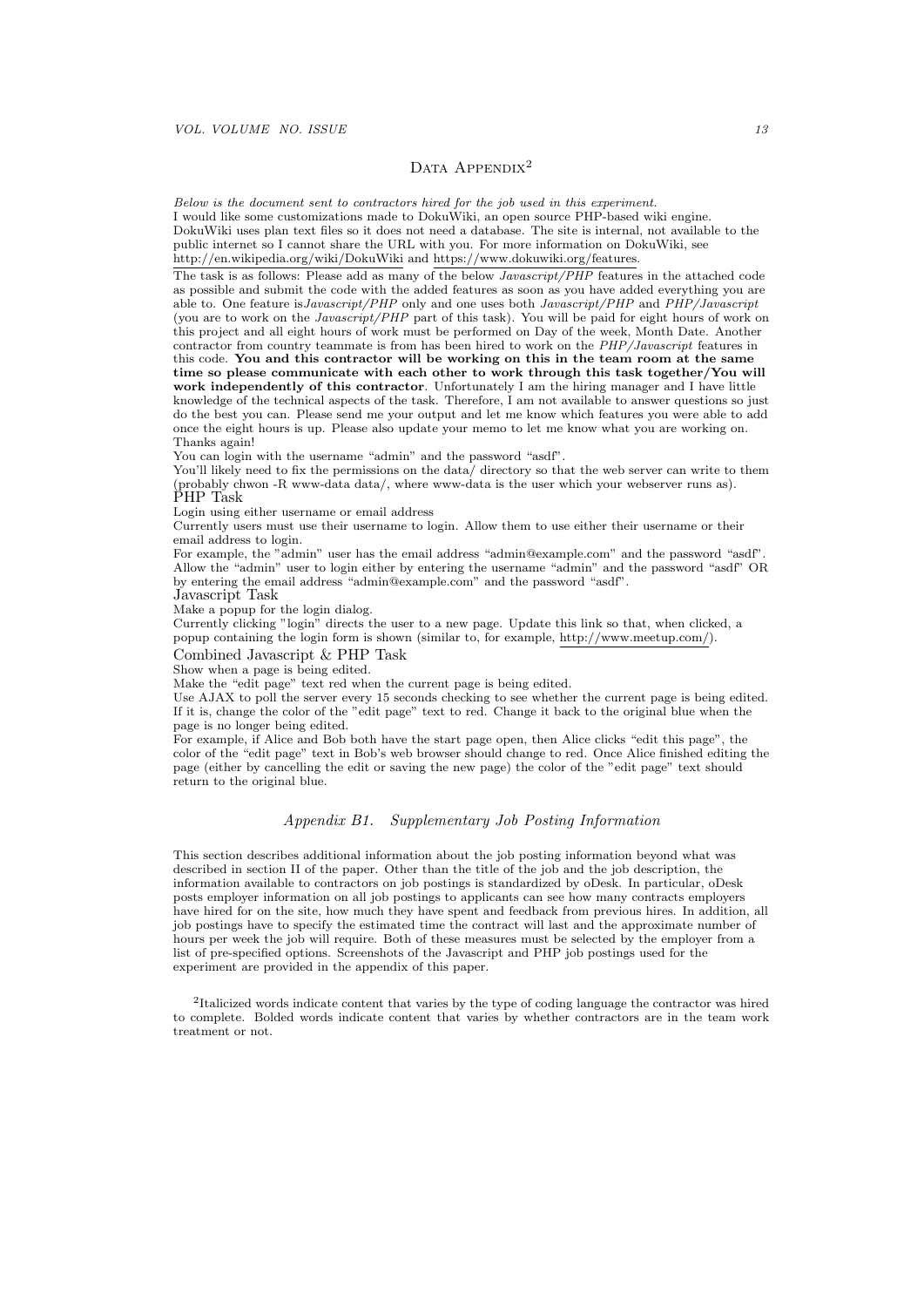## Data Appendix[2]

*Below is the document sent to contractors hired for the job used in this experiment.*

I would like some customizations made to DokuWiki, an open source PHP-based wiki engine. DokuWiki uses plan text files so it does not need a database. The site is internal, not available to the public internet so I cannot share the URL with you. For more information on DokuWiki, see http://en.wikipedia.org/wiki/DokuWiki and https://www.dokuwiki.org/features.

The task is as follows: Please add as many of the below *Javascript/PHP* features in the attached code as possible and submit the code with the added features as soon as you have added everything you are able to. One feature is*Javascript/PHP* only and one uses both *Javascript/PHP* and *PHP/Javascript* (you are to work on the *Javascript/PHP* part of this task). You will be paid for eight hours of work on this project and all eight hours of work must be performed on Day of the week, Month Date. Another contractor from country teammate is from has been hired to work on the *PHP/Javascript* features in this code. **You and this contractor will be working on this in the team room at the same time so please communicate with each other to work through this task together/You will work independently of this contractor**. Unfortunately I am the hiring manager and I have little knowledge of the technical aspects of the task. Therefore, I am not available to answer questions so just do the best you can. Please send me your output and let me know which features you were able to add once the eight hours is up. Please also update your memo to let me know what you are working on. Thanks again!

You can login with the username "admin" and the password "asdf".

You'll likely need to fix the permissions on the data/ directory so that the web server can write to them (probably chwon -R www-data data/, where www-data is the user which your webserver runs as).

PHP Task

Login using either username or email address

Currently users must use their username to login. Allow them to use either their username or their email address to login.

For example, the "admin" user has the email address "admin@example.com" and the password "asdf". Allow the "admin" user to login either by entering the username "admin" and the password "asdf" OR by entering the email address "admin@example.com" and the password "asdf".

Javascript Task

Make a popup for the login dialog.

Currently clicking "login" directs the user to a new page. Update this link so that, when clicked, a popup containing the login form is shown (similar to, for example, http://www.meetup.com/).

Combined Javascript & PHP Task

Show when a page is being edited.

Make the "edit page" text red when the current page is being edited.

Use AJAX to poll the server every 15 seconds checking to see whether the current page is being edited. If it is, change the color of the "edit page" text to red. Change it back to the original blue when the page is no longer being edited.

For example, if Alice and Bob both have the start page open, then Alice clicks "edit this page", the color of the "edit page" text in Bob's web browser should change to red. Once Alice finished editing the page (either by cancelling the edit or saving the new page) the color of the "edit page" text should return to the original blue.

### *Appendix B1. Supplementary Job Posting Information*

This section describes additional information about the job posting information beyond what was described in section II of the paper. Other than the title of the job and the job description, the information available to contractors on job postings is standardized by oDesk. In particular, oDesk posts employer information on all job postings to applicants can see how many contracts employers have hired for on the site, how much they have spent and feedback from previous hires. In addition, all job postings have to specify the estimated time the contract will last and the approximate number of hours per week the job will require. Both of these measures must be selected by the employer from a list of pre-specified options. Screenshots of the Javascript and PHP job postings used for the experiment are provided in the appendix of this paper.

[2]Italicized words indicate content that varies by the type of coding language the contractor was hired to complete. Bolded words indicate content that varies by whether contractors are in the team work treatment or not.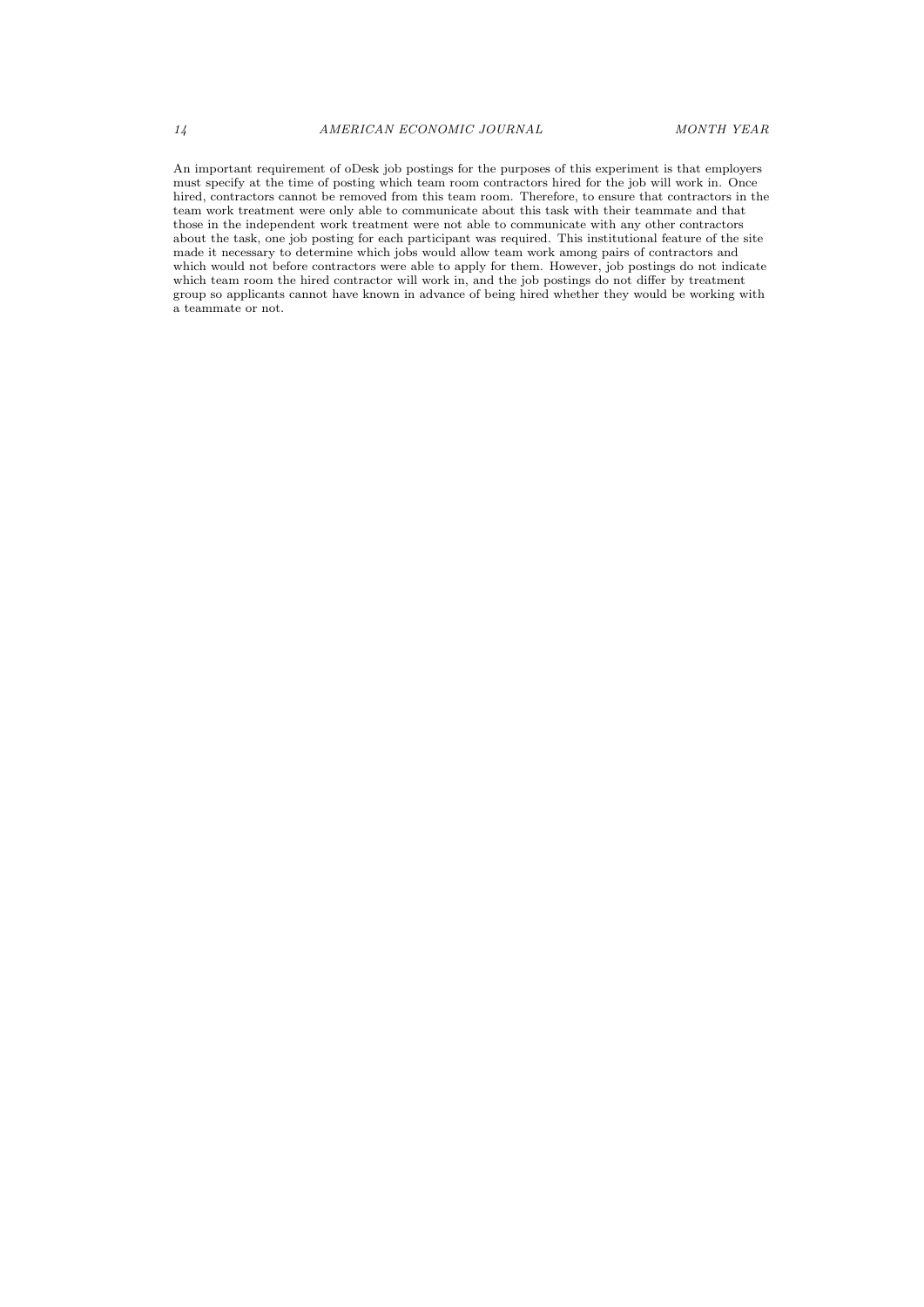An important requirement of oDesk job postings for the purposes of this experiment is that employers must specify at the time of posting which team room contractors hired for the job will work in. Once hired, contractors cannot be removed from this team room. Therefore, to ensure that contractors in the team work treatment were only able to communicate about this task with their teammate and that those in the independent work treatment were not able to communicate with any other contractors about the task, one job posting for each participant was required. This institutional feature of the site made it necessary to determine which jobs would allow team work among pairs of contractors and which would not before contractors were able to apply for them. However, job postings do not indicate which team room the hired contractor will work in, and the job postings do not differ by treatment group so applicants cannot have known in advance of being hired whether they would be working with a teammate or not.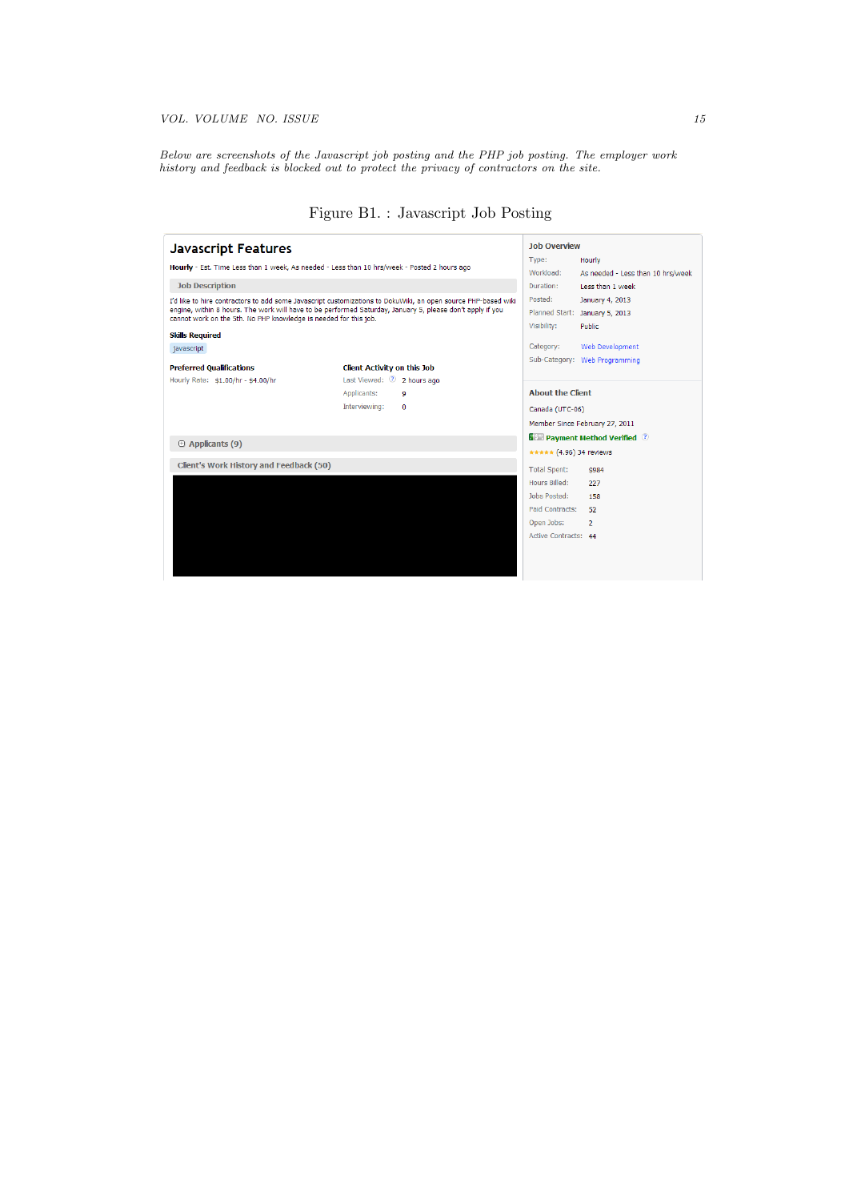*Below are screenshots of the Javascript job posting and the PHP job posting. The employer work history and feedback is blocked out to protect the privacy of contractors on the site.*

Figure B1. : Javascript Job Posting

## Javascript Features

**Hourly** - Est. Time Less than 1 week, As needed - Less than 10 hrs/week - Posted 2 hours ago

**Job Description**

I'd like to hire contractors to add some Javascript customizations to DokuWiki, an open source PHP-based wiki engine, within 8 hours. The work will have to be performed Saturday, January 5, please don't apply if you cannot work on the 5th. No PHP knowledge is needed for this job.

**Skills Required**

javascript

**Preferred Qualifications**

Hourly Rate: $1.00/hr - $4.00/hr

**Client Activity on this Job**

Last Viewed: 2 hours ago

Applicants: 9

Interviewing: 0

Applicants (9)

Client's Work History and Feedback (50)

**Job Overview**

Type: Hourly

Workload: As needed - Less than 10 hrs/week

Duration: Less than 1 week

Posted: January 4, 2013

Planned Start: January 5, 2013

Visibility: Public

Category: Web Development

Sub-Category: Web Programming

**About the Client**

Canada (UTC-06)

Member Since February 27, 2011

Payment Method Verified

(4.96) 34 reviews

Total Spent: $984

Hours Billed: 227

Jobs Posted: 158

Paid Contracts: 52

Open Jobs: 2

Active Contracts: 44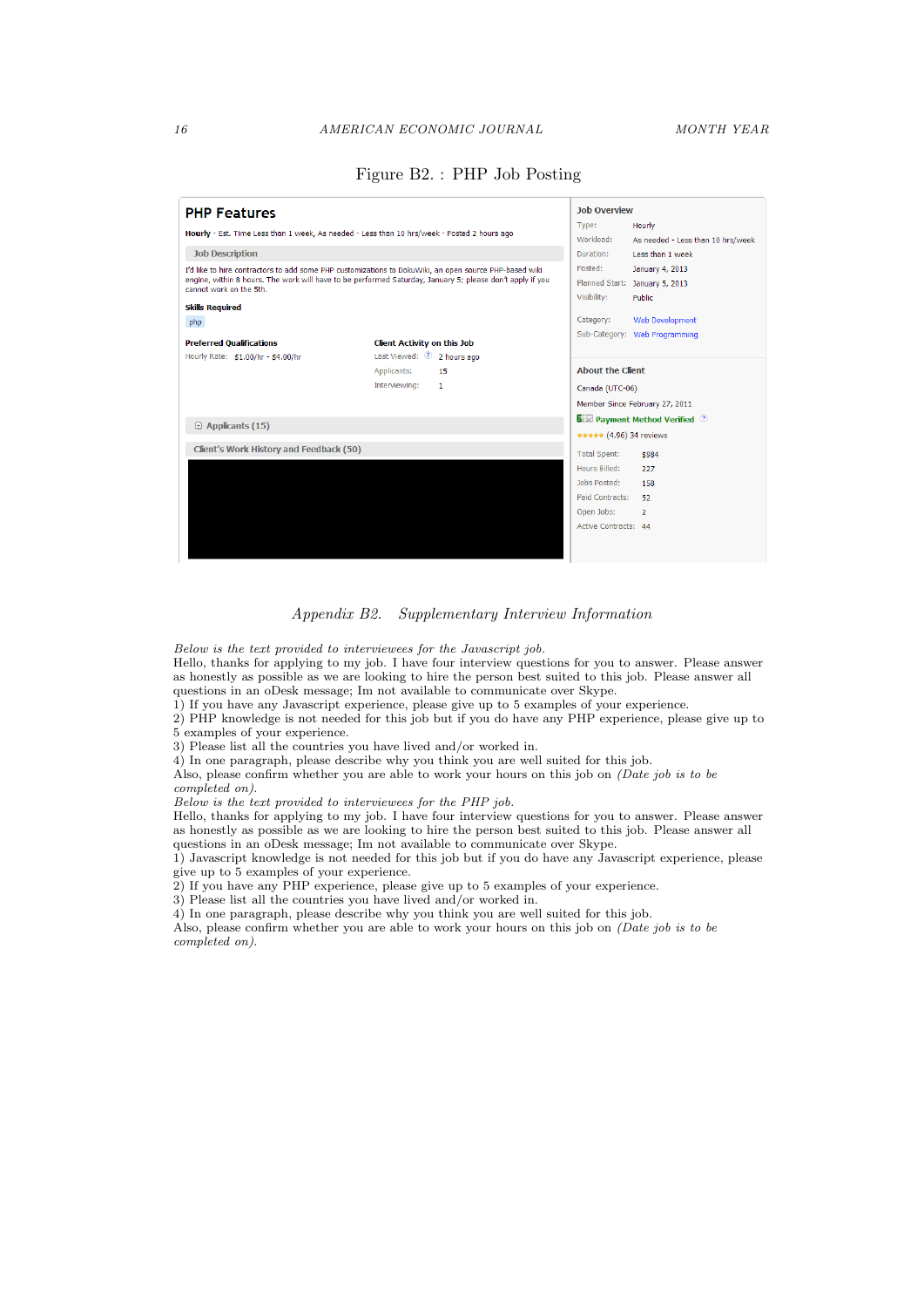Figure B2. : PHP Job Posting

**PHP Features**

Hourly - Est. Time Less than 1 week, As needed - Less than 10 hrs/week - Posted 2 hours ago

Job Description

I'd like to hire contractors to add some PHP customizations to DokuWiki, an open source PHP-based wiki engine, within 8 hours. The work will have to be performed Saturday, January 5; please don't apply if you cannot work on the 5th.

Skills Required

php

Preferred Qualifications

Hourly Rate: $1.00/hr - $4.00/hr

Client Activity on this Job

Last Viewed: 2 hours ago

Applicants: 15

Interviewing: 1

Applicants (15)

Client's Work History and Feedback (50)

Job Overview

Type: Hourly

Workload: As needed - Less than 10 hrs/week

Duration: Less than 1 week

Posted: January 4, 2013

Planned Start: January 5, 2013

Visibility: Public

Category: Web Development

Sub-Category: Web Programming

About the Client

Canada (UTC-06)

Member Since February 27, 2011

Payment Method Verified

★★★★★ (4.96) 34 reviews

Total Spent: $984

Hours Billed: 227

Jobs Posted: 158

Paid Contracts: 52

Open Jobs: 2

Active Contracts: 44

## *Appendix B2.* *Supplementary Interview Information*

*Below is the text provided to interviewees for the Javascript job.*
Hello, thanks for applying to my job. I have four interview questions for you to answer. Please answer as honestly as possible as we are looking to hire the person best suited to this job. Please answer all questions in an oDesk message; Im not available to communicate over Skype.
1) If you have any Javascript experience, please give up to 5 examples of your experience.
2) PHP knowledge is not needed for this job but if you do have any PHP experience, please give up to 5 examples of your experience.
3) Please list all the countries you have lived and/or worked in.
4) In one paragraph, please describe why you think you are well suited for this job.
Also, please confirm whether you are able to work your hours on this job on *(Date job is to be completed on)*.
*Below is the text provided to interviewees for the PHP job.*
Hello, thanks for applying to my job. I have four interview questions for you to answer. Please answer as honestly as possible as we are looking to hire the person best suited to this job. Please answer all questions in an oDesk message; Im not available to communicate over Skype.
1) Javascript knowledge is not needed for this job but if you do have any Javascript experience, please give up to 5 examples of your experience.
2) If you have any PHP experience, please give up to 5 examples of your experience.
3) Please list all the countries you have lived and/or worked in.
4) In one paragraph, please describe why you think you are well suited for this job.
Also, please confirm whether you are able to work your hours on this job on *(Date job is to be completed on)*.